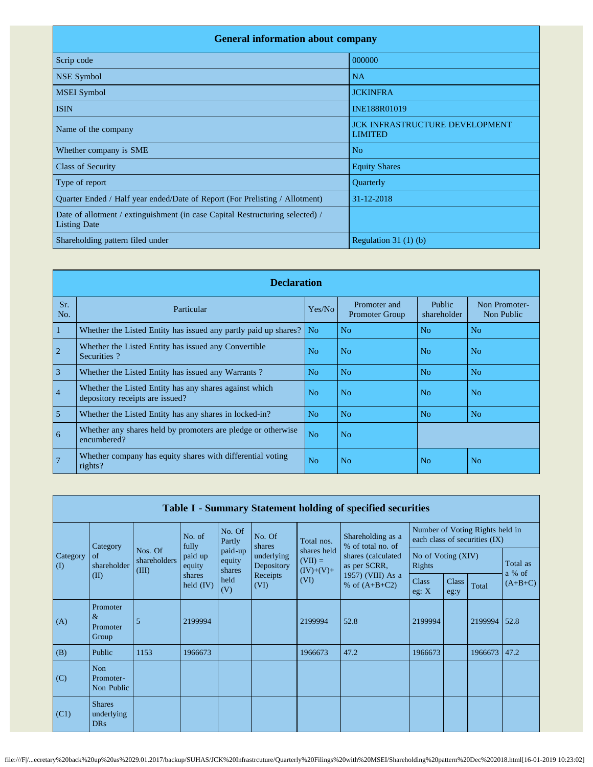## General information about company

| Field | Value |
|---|---|
| Scrip code | 000000 |
| NSE Symbol | NA |
| MSEI Symbol | JCKINFRA |
| ISIN | INE188R01019 |
| Name of the company | JCK INFRASTRUCTURE DEVELOPMENT LIMITED |
| Whether company is SME | No |
| Class of Security | Equity Shares |
| Type of report | Quarterly |
| Quarter Ended / Half year ended/Date of Report (For Prelisting / Allotment) | 31-12-2018 |
| Date of allotment / extinguishment (in case Capital Restructuring selected) / Listing Date | |
| Shareholding pattern filed under | Regulation 31 (1) (b) |

## Declaration

| Sr. No. | Particular | Yes/No | Promoter and Promoter Group | Public shareholder | Non Promoter- Non Public |
|---|---|---|---|---|---|
| 1 | Whether the Listed Entity has issued any partly paid up shares? | No | No | No | No |
| 2 | Whether the Listed Entity has issued any Convertible Securities ? | No | No | No | No |
| 3 | Whether the Listed Entity has issued any Warrants ? | No | No | No | No |
| 4 | Whether the Listed Entity has any shares against which depository receipts are issued? | No | No | No | No |
| 5 | Whether the Listed Entity has any shares in locked-in? | No | No | No | No |
| 6 | Whether any shares held by promoters are pledge or otherwise encumbered? | No | No | | |
| 7 | Whether company has equity shares with differential voting rights? | No | No | No | No |

## Table I - Summary Statement holding of specified securities

| Category (I) | Category of shareholder (II) | Nos. Of shareholders (III) | No. of fully paid up equity shares held (IV) | No. Of Partly paid-up equity shares held (V) | No. Of shares underlying Depository Receipts (VI) | Total nos. shares held (VII) = (IV)+(V)+ (VI) | Shareholding as a % of total no. of shares (calculated as per SCRR, 1957) (VIII) As a % of (A+B+C2) | Number of Voting Rights held in each class of securities (IX) | | | |
|---|---|---|---|---|---|---|---|---|---|---|---|
| | | | | | | | | No of Voting (XIV) Rights | | | Total as a % of (A+B+C) |
| | | | | | | | | Class eg: X | Class eg:y | Total | |
| (A) | Promoter & Promoter Group | 5 | 2199994 | | | 2199994 | 52.8 | 2199994 | | 2199994 | 52.8 |
| (B) | Public | 1153 | 1966673 | | | 1966673 | 47.2 | 1966673 | | 1966673 | 47.2 |
| (C) | Non Promoter- Non Public | | | | | | | | | | |
| (C1) | Shares underlying DRs | | | | | | | | | | |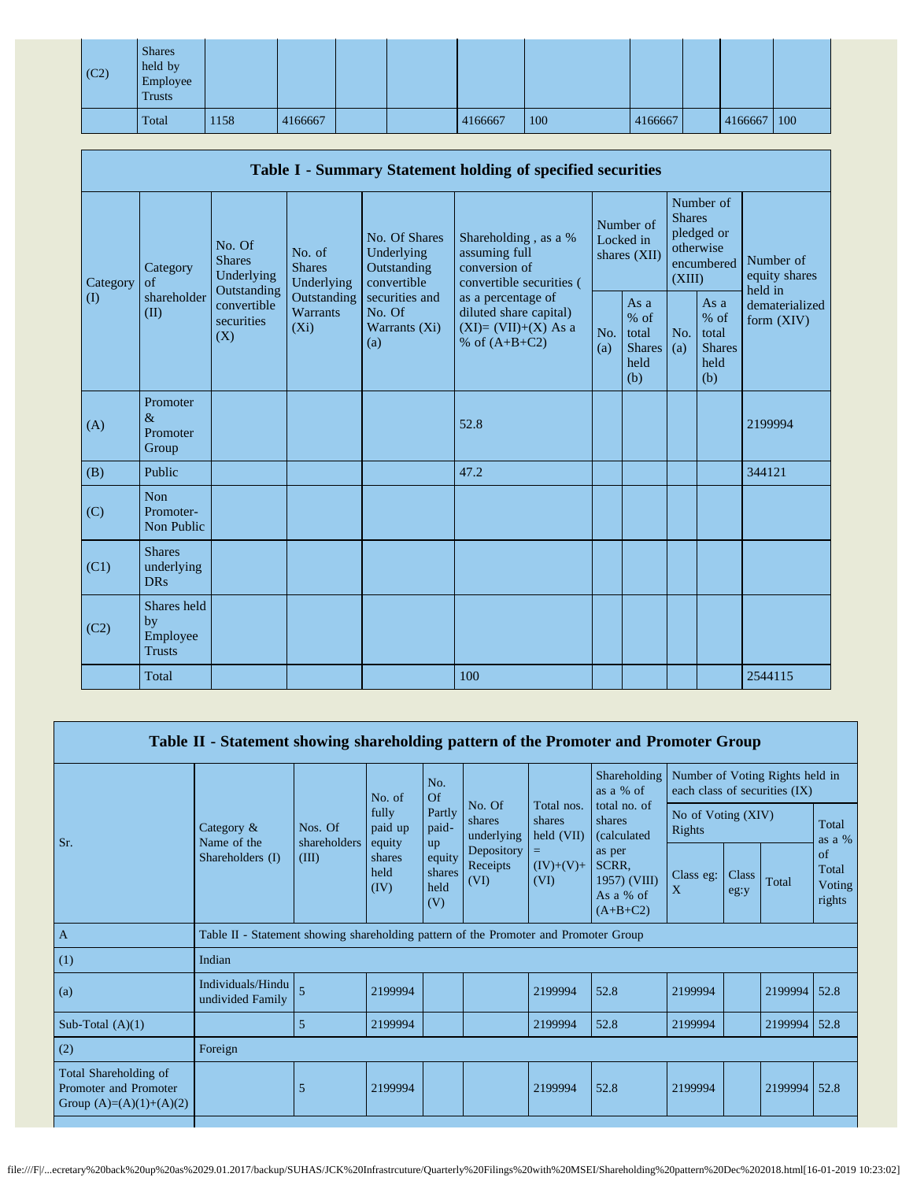| (C2) | Shares held by Employee Trusts | | | | | | | | | | |
|---|---|---|---|---|---|---|---|---|---|---|---|
| | Total | 1158 | 4166667 | | | 4166667 | 100 | 4166667 | | 4166667 | 100 |

## Table I - Summary Statement holding of specified securities

| Category (I) | Category of shareholder (II) | No. Of Shares Underlying Outstanding convertible securities (X) | No. of Shares Underlying Outstanding Warrants (Xi) | No. Of Shares Underlying Outstanding convertible securities and No. Of Warrants (Xi) (a) | Shareholding , as a % assuming full conversion of convertible securities ( as a percentage of diluted share capital) (XI)= (VII)+(X) As a % of (A+B+C2) | Number of Locked in shares (XII) | | Number of Shares pledged or otherwise encumbered (XIII) | | Number of equity shares held in dematerialized form (XIV) |
|---|---|---|---|---|---|---|---|---|---|---|
| | | | | | | No. (a) | As a % of total Shares held (b) | No. (a) | As a % of total Shares held (b) | |
| (A) | Promoter & Promoter Group | | | | 52.8 | | | | | 2199994 |
| (B) | Public | | | | 47.2 | | | | | 344121 |
| (C) | Non Promoter- Non Public | | | | | | | | | |
| (C1) | Shares underlying DRs | | | | | | | | | |
| (C2) | Shares held by Employee Trusts | | | | | | | | | |
| | Total | | | | 100 | | | | | 2544115 |

## Table II - Statement showing shareholding pattern of the Promoter and Promoter Group

| Sr. | Category & Name of the Shareholders (I) | Nos. Of shareholders (III) | No. of fully paid up equity shares held (IV) | No. Of Partly paid-up equity shares held (V) | No. Of shares underlying Depository Receipts (VI) | Total nos. shares held (VII) = (IV)+(V)+ (VI) | Shareholding as a % of total no. of shares (calculated as per SCRR, 1957) (VIII) As a % of (A+B+C2) | Number of Voting Rights held in each class of securities (IX) | | | |
|---|---|---|---|---|---|---|---|---|---|---|---|
| | | | | | | | | No of Voting (XIV) Rights | | | Total as a % of Total Voting rights |
| | | | | | | | | Class eg: X | Class eg:y | Total | |
| A | Table II - Statement showing shareholding pattern of the Promoter and Promoter Group | | | | | | | | | | |
| (1) | Indian | | | | | | | | | | |
| (a) | Individuals/Hindu undivided Family | 5 | 2199994 | | | 2199994 | 52.8 | 2199994 | | 2199994 | 52.8 |
| Sub-Total (A)(1) | | 5 | 2199994 | | | 2199994 | 52.8 | 2199994 | | 2199994 | 52.8 |
| (2) | Foreign | | | | | | | | | | |
| Total Shareholding of Promoter and Promoter Group (A)=(A)(1)+(A)(2) | | 5 | 2199994 | | | 2199994 | 52.8 | 2199994 | | 2199994 | 52.8 |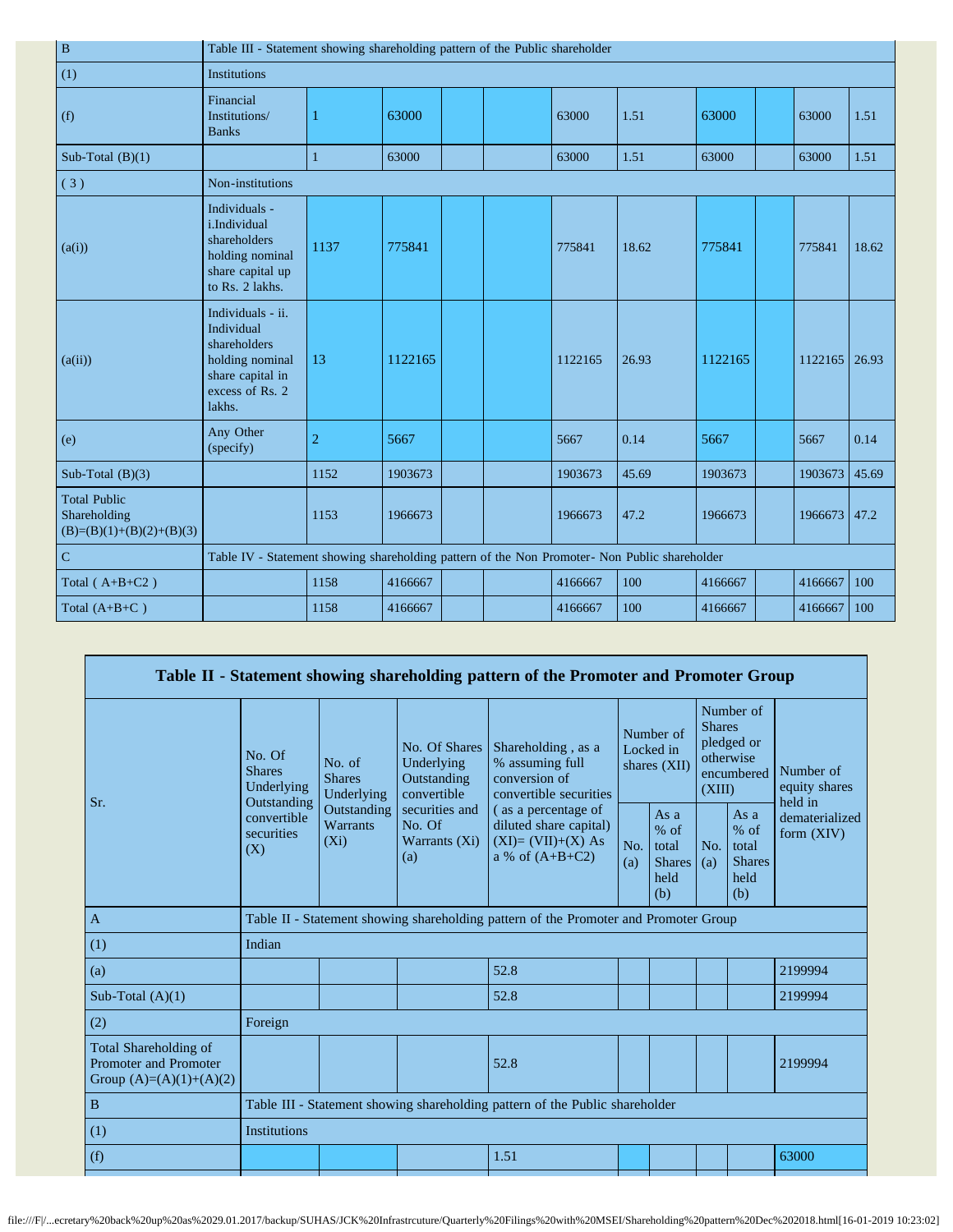| B | Table III - Statement showing shareholding pattern of the Public shareholder | | | | | | | | | | | |
|---|---|---|---|---|---|---|---|---|---|---|---|---|
| (1) | Institutions | | | | | | | | | | | |
| (f) | Financial Institutions/ Banks | 1 | 63000 | | | 63000 | 1.51 | 63000 | | 63000 | 1.51 |
| Sub-Total (B)(1) | | 1 | 63000 | | | 63000 | 1.51 | 63000 | | 63000 | 1.51 |
| ( 3 ) | Non-institutions | | | | | | | | | | | |
| (a(i)) | Individuals - i.Individual shareholders holding nominal share capital up to Rs. 2 lakhs. | 1137 | 775841 | | | 775841 | 18.62 | 775841 | | 775841 | 18.62 |
| (a(ii)) | Individuals - ii. Individual shareholders holding nominal share capital in excess of Rs. 2 lakhs. | 13 | 1122165 | | | 1122165 | 26.93 | 1122165 | | 1122165 | 26.93 |
| (e) | Any Other (specify) | 2 | 5667 | | | 5667 | 0.14 | 5667 | | 5667 | 0.14 |
| Sub-Total (B)(3) | | 1152 | 1903673 | | | 1903673 | 45.69 | 1903673 | | 1903673 | 45.69 |
| Total Public Shareholding (B)=(B)(1)+(B)(2)+(B)(3) | | 1153 | 1966673 | | | 1966673 | 47.2 | 1966673 | | 1966673 | 47.2 |
| C | Table IV - Statement showing shareholding pattern of the Non Promoter- Non Public shareholder | | | | | | | | | | | |
| Total ( A+B+C2 ) | | 1158 | 4166667 | | | 4166667 | 100 | 4166667 | | 4166667 | 100 |
| Total (A+B+C ) | | 1158 | 4166667 | | | 4166667 | 100 | 4166667 | | 4166667 | 100 |

## Table II - Statement showing shareholding pattern of the Promoter and Promoter Group

| Sr. | No. Of Shares Underlying Outstanding convertible securities (X) | No. of Shares Underlying Outstanding Warrants (Xi) | No. Of Shares Underlying Outstanding convertible securities and No. Of Warrants (Xi) (a) | Shareholding , as a % assuming full conversion of convertible securities ( as a percentage of diluted share capital) (XI)= (VII)+(X) As a % of (A+B+C2) | Number of Locked in shares (XII) | | Number of Shares pledged or otherwise encumbered (XIII) | | Number of equity shares held in dematerialized form (XIV) |
|---|---|---|---|---|---|---|---|---|---|
| | | | | | No. (a) | As a % of total Shares held (b) | No. (a) | As a % of total Shares held (b) | |
| A | Table II - Statement showing shareholding pattern of the Promoter and Promoter Group | | | | | | | | |
| (1) | Indian | | | | | | | | |
| (a) | | | | 52.8 | | | | | 2199994 |
| Sub-Total (A)(1) | | | | 52.8 | | | | | 2199994 |
| (2) | Foreign | | | | | | | | |
| Total Shareholding of Promoter and Promoter Group (A)=(A)(1)+(A)(2) | | | | 52.8 | | | | | 2199994 |
| B | Table III - Statement showing shareholding pattern of the Public shareholder | | | | | | | | |
| (1) | Institutions | | | | | | | | |
| (f) | | | | 1.51 | | | | | 63000 |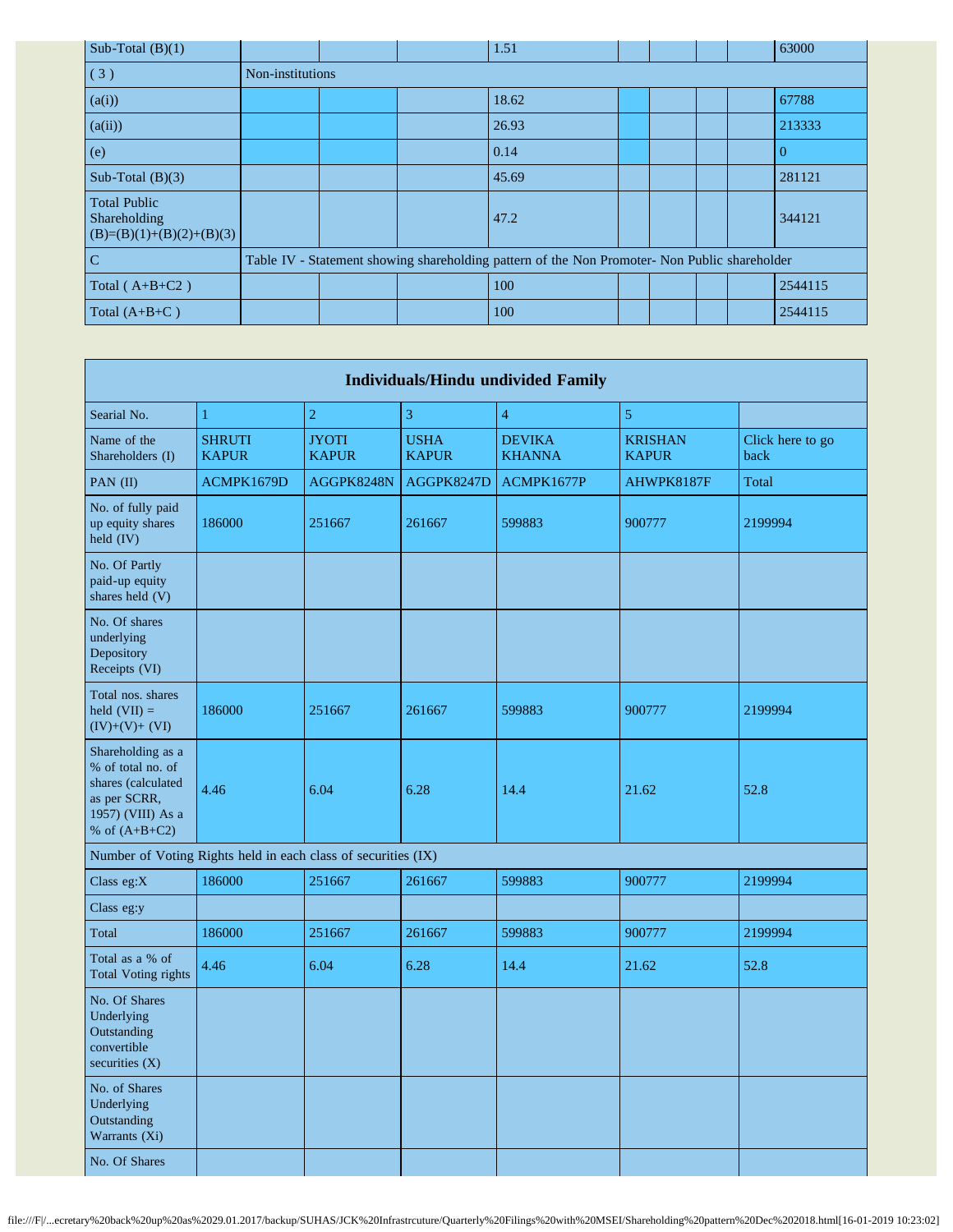| Sub-Total (B)(1) | | | | 1.51 | | | | | 63000 |
|---|---|---|---|---|---|---|---|---|---|
| ( 3 ) | Non-institutions | | | | | | | | |
| (a(i)) | | | | 18.62 | | | | | 67788 |
| (a(ii)) | | | | 26.93 | | | | | 213333 |
| (e) | | | | 0.14 | | | | | 0 |
| Sub-Total (B)(3) | | | | 45.69 | | | | | 281121 |
| Total Public Shareholding (B)=(B)(1)+(B)(2)+(B)(3) | | | | 47.2 | | | | | 344121 |
| C | Table IV - Statement showing shareholding pattern of the Non Promoter- Non Public shareholder | | | | | | | | |
| Total ( A+B+C2 ) | | | | 100 | | | | | 2544115 |
| Total (A+B+C ) | | | | 100 | | | | | 2544115 |

| Individuals/Hindu undivided Family | | | | | | |
|---|---|---|---|---|---|---|
| Searial No. | 1 | 2 | 3 | 4 | 5 | |
| Name of the Shareholders (I) | SHRUTI KAPUR | JYOTI KAPUR | USHA KAPUR | DEVIKA KHANNA | KRISHAN KAPUR | Click here to go back |
| PAN (II) | ACMPK1679D | AGGPK8248N | AGGPK8247D | ACMPK1677P | AHWPK8187F | Total |
| No. of fully paid up equity shares held (IV) | 186000 | 251667 | 261667 | 599883 | 900777 | 2199994 |
| No. Of Partly paid-up equity shares held (V) | | | | | | |
| No. Of shares underlying Depository Receipts (VI) | | | | | | |
| Total nos. shares held (VII) = (IV)+(V)+ (VI) | 186000 | 251667 | 261667 | 599883 | 900777 | 2199994 |
| Shareholding as a % of total no. of shares (calculated as per SCRR, 1957) (VIII) As a % of (A+B+C2) | 4.46 | 6.04 | 6.28 | 14.4 | 21.62 | 52.8 |
| Number of Voting Rights held in each class of securities (IX) | | | | | | |
| Class eg:X | 186000 | 251667 | 261667 | 599883 | 900777 | 2199994 |
| Class eg:y | | | | | | |
| Total | 186000 | 251667 | 261667 | 599883 | 900777 | 2199994 |
| Total as a % of Total Voting rights | 4.46 | 6.04 | 6.28 | 14.4 | 21.62 | 52.8 |
| No. Of Shares Underlying Outstanding convertible securities (X) | | | | | | |
| No. of Shares Underlying Outstanding Warrants (Xi) | | | | | | |
| No. Of Shares | | | | | | |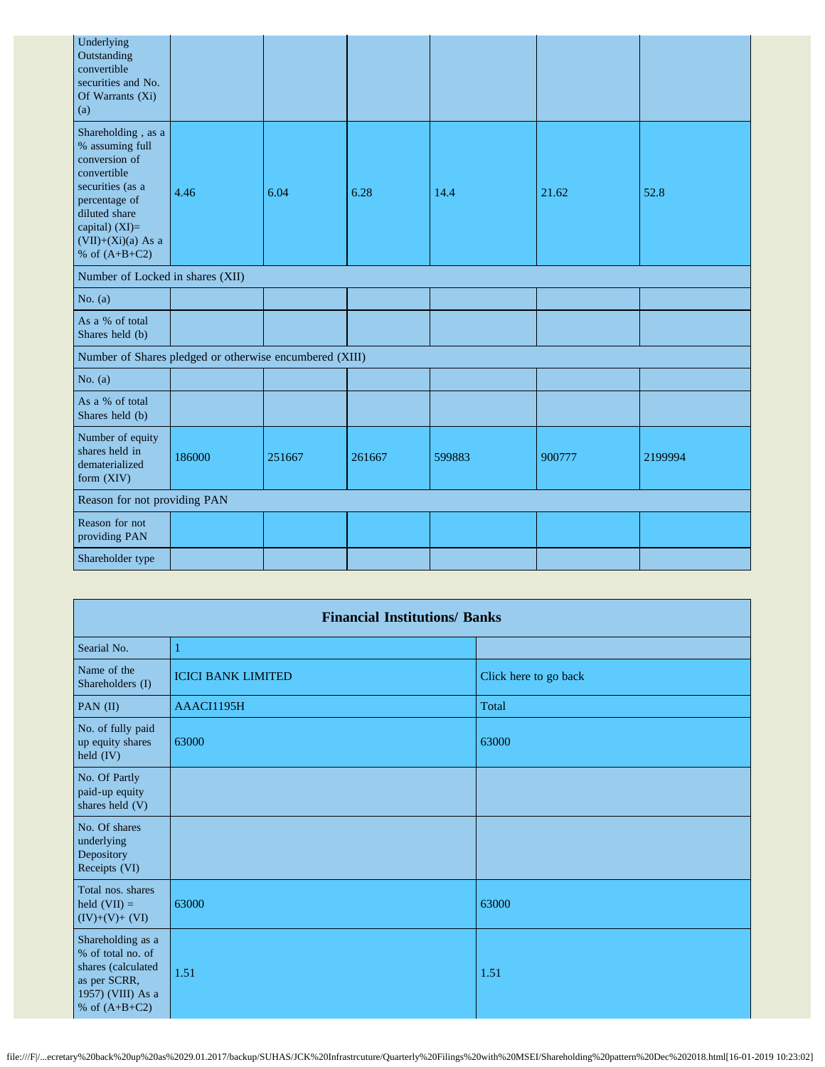| | | | | | | |
|---|---|---|---|---|---|---|
| Underlying Outstanding convertible securities and No. Of Warrants (Xi) (a) | | | | | | |
| Shareholding , as a % assuming full conversion of convertible securities (as a percentage of diluted share capital) (XI)= (VII)+(Xi)(a) As a % of (A+B+C2) | 4.46 | 6.04 | 6.28 | 14.4 | 21.62 | 52.8 |
| Number of Locked in shares (XII) | | | | | | |
| No. (a) | | | | | | |
| As a % of total Shares held (b) | | | | | | |
| Number of Shares pledged or otherwise encumbered (XIII) | | | | | | |
| No. (a) | | | | | | |
| As a % of total Shares held (b) | | | | | | |
| Number of equity shares held in dematerialized form (XIV) | 186000 | 251667 | 261667 | 599883 | 900777 | 2199994 |
| Reason for not providing PAN | | | | | | |
| Reason for not providing PAN | | | | | | |
| Shareholder type | | | | | | |

| Financial Institutions/ Banks | | |
|---|---|---|
| Searial No. | 1 | |
| Name of the Shareholders (I) | ICICI BANK LIMITED | Click here to go back |
| PAN (II) | AAACI1195H | Total |
| No. of fully paid up equity shares held (IV) | 63000 | 63000 |
| No. Of Partly paid-up equity shares held (V) | | |
| No. Of shares underlying Depository Receipts (VI) | | |
| Total nos. shares held (VII) = (IV)+(V)+ (VI) | 63000 | 63000 |
| Shareholding as a % of total no. of shares (calculated as per SCRR, 1957) (VIII) As a % of (A+B+C2) | 1.51 | 1.51 |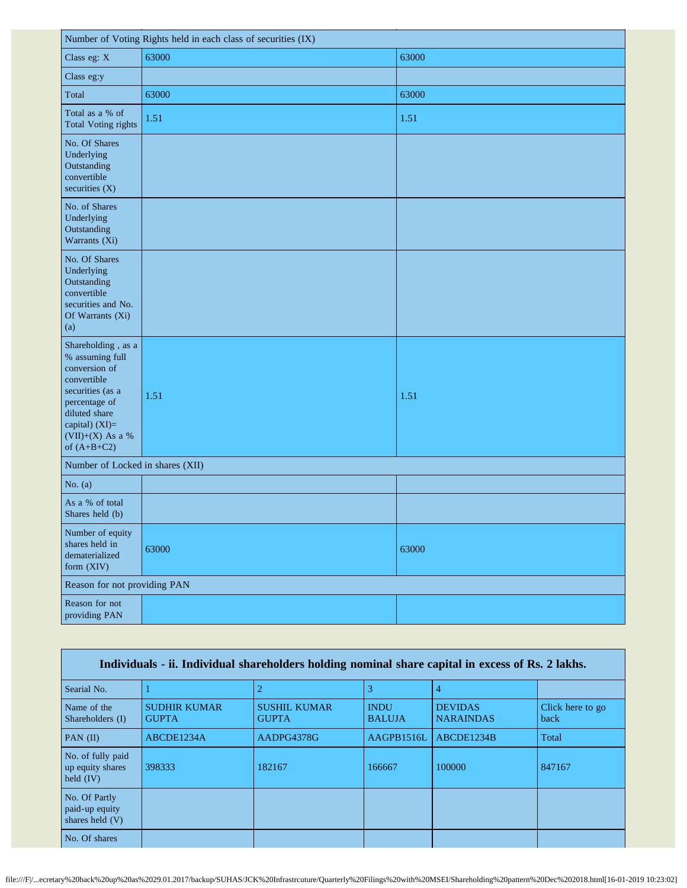| Number of Voting Rights held in each class of securities (IX) | | |
|---|---|---|
| Class eg: X | 63000 | 63000 |
| Class eg:y | | |
| Total | 63000 | 63000 |
| Total as a % of Total Voting rights | 1.51 | 1.51 |
| No. Of Shares Underlying Outstanding convertible securities (X) | | |
| No. of Shares Underlying Outstanding Warrants (Xi) | | |
| No. Of Shares Underlying Outstanding convertible securities and No. Of Warrants (Xi) (a) | | |
| Shareholding , as a % assuming full conversion of convertible securities (as a percentage of diluted share capital) (XI)= (VII)+(X) As a % of (A+B+C2) | 1.51 | 1.51 |
| Number of Locked in shares (XII) | | |
| No. (a) | | |
| As a % of total Shares held (b) | | |
| Number of equity shares held in dematerialized form (XIV) | 63000 | 63000 |
| Reason for not providing PAN | | |
| Reason for not providing PAN | | |

**Individuals - ii. Individual shareholders holding nominal share capital in excess of Rs. 2 lakhs.**

| Searial No. | 1 | 2 | 3 | 4 | |
|---|---|---|---|---|---|
| Name of the Shareholders (I) | SUDHIR KUMAR GUPTA | SUSHIL KUMAR GUPTA | INDU BALUJA | DEVIDAS NARAINDAS | Click here to go back |
| PAN (II) | ABCDE1234A | AADPG4378G | AAGPB1516L | ABCDE1234B | Total |
| No. of fully paid up equity shares held (IV) | 398333 | 182167 | 166667 | 100000 | 847167 |
| No. Of Partly paid-up equity shares held (V) | | | | | |
| No. Of shares | | | | | |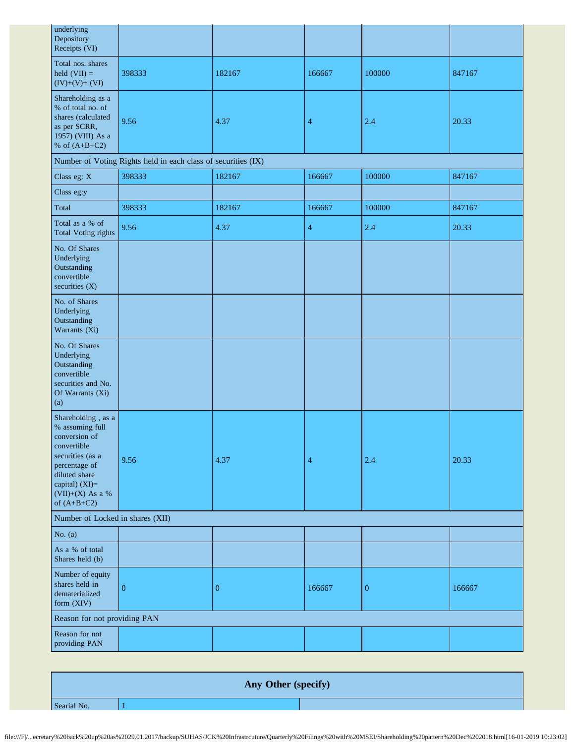| underlying Depository Receipts (VI) | | | | | |
|---|---|---|---|---|---|
| Total nos. shares held (VII) = (IV)+(V)+ (VI) | 398333 | 182167 | 166667 | 100000 | 847167 |
| Shareholding as a % of total no. of shares (calculated as per SCRR, 1957) (VIII) As a % of (A+B+C2) | 9.56 | 4.37 | 4 | 2.4 | 20.33 |
| Number of Voting Rights held in each class of securities (IX) | | | | | |
| Class eg: X | 398333 | 182167 | 166667 | 100000 | 847167 |
| Class eg:y | | | | | |
| Total | 398333 | 182167 | 166667 | 100000 | 847167 |
| Total as a % of Total Voting rights | 9.56 | 4.37 | 4 | 2.4 | 20.33 |
| No. Of Shares Underlying Outstanding convertible securities (X) | | | | | |
| No. of Shares Underlying Outstanding Warrants (Xi) | | | | | |
| No. Of Shares Underlying Outstanding convertible securities and No. Of Warrants (Xi) (a) | | | | | |
| Shareholding , as a % assuming full conversion of convertible securities (as a percentage of diluted share capital) (XI)= (VII)+(X) As a % of (A+B+C2) | 9.56 | 4.37 | 4 | 2.4 | 20.33 |
| Number of Locked in shares (XII) | | | | | |
| No. (a) | | | | | |
| As a % of total Shares held (b) | | | | | |
| Number of equity shares held in dematerialized form (XIV) | 0 | 0 | 166667 | 0 | 166667 |
| Reason for not providing PAN | | | | | |
| Reason for not providing PAN | | | | | |

| Any Other (specify) | | |
|---|---|---|
| Searial No. | 1 | |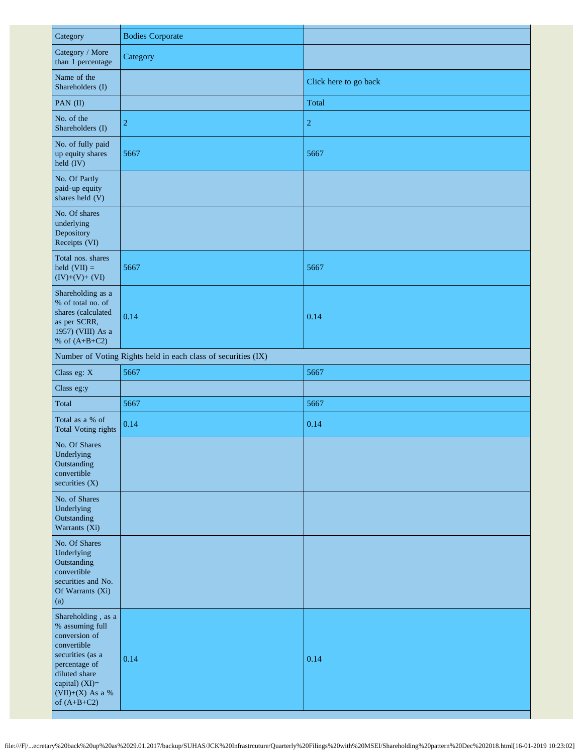| Category | Bodies Corporate | |
|---|---|---|
| Category / More than 1 percentage | Category | |
| Name of the Shareholders (I) | | Click here to go back |
| PAN (II) | | Total |
| No. of the Shareholders (I) | 2 | 2 |
| No. of fully paid up equity shares held (IV) | 5667 | 5667 |
| No. Of Partly paid-up equity shares held (V) | | |
| No. Of shares underlying Depository Receipts (VI) | | |
| Total nos. shares held (VII) = (IV)+(V)+ (VI) | 5667 | 5667 |
| Shareholding as a % of total no. of shares (calculated as per SCRR, 1957) (VIII) As a % of (A+B+C2) | 0.14 | 0.14 |
| Number of Voting Rights held in each class of securities (IX) | | |
| Class eg: X | 5667 | 5667 |
| Class eg:y | | |
| Total | 5667 | 5667 |
| Total as a % of Total Voting rights | 0.14 | 0.14 |
| No. Of Shares Underlying Outstanding convertible securities (X) | | |
| No. of Shares Underlying Outstanding Warrants (Xi) | | |
| No. Of Shares Underlying Outstanding convertible securities and No. Of Warrants (Xi) (a) | | |
| Shareholding , as a % assuming full conversion of convertible securities (as a percentage of diluted share capital) (XI)= (VII)+(X) As a % of (A+B+C2) | 0.14 | 0.14 |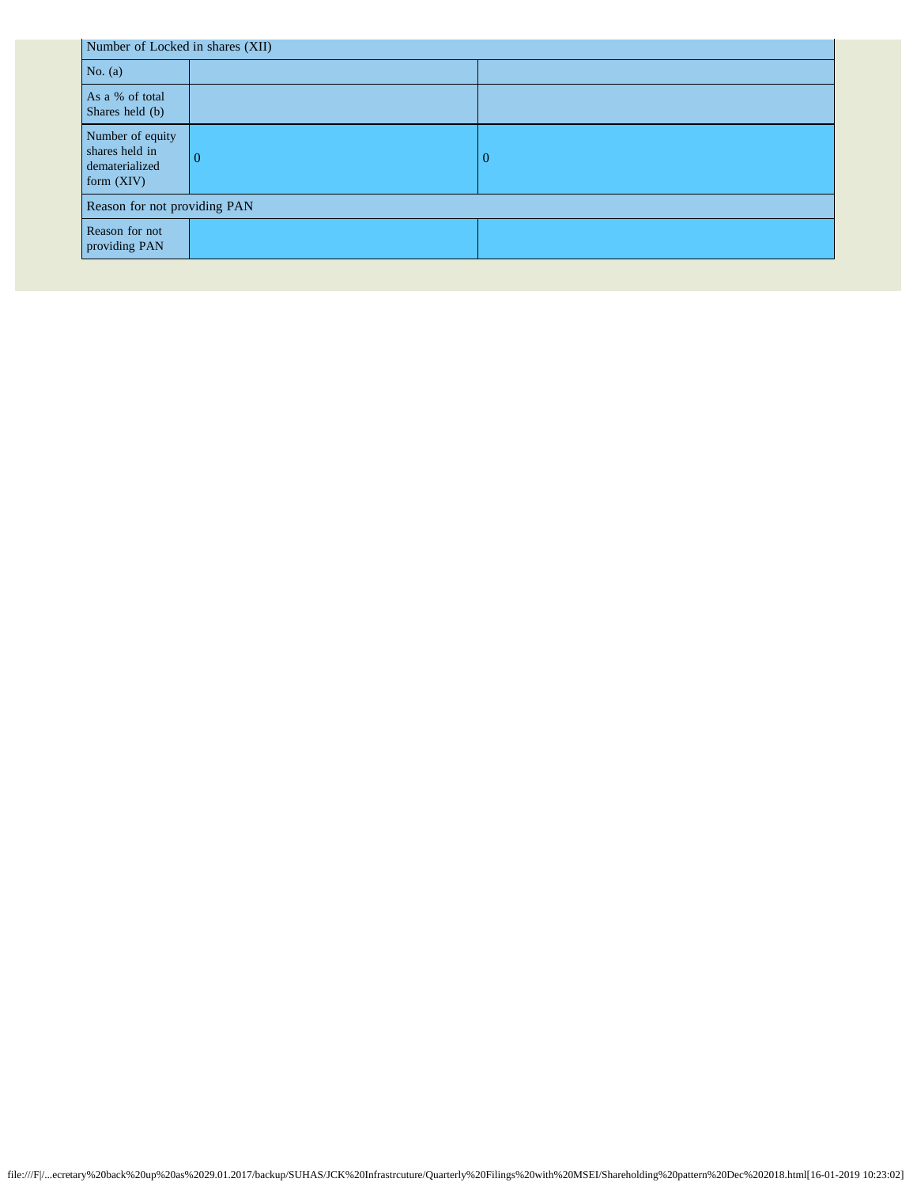| | | |
|---|---|---|
| Number of Locked in shares (XII) | | |
| No. (a) | | |
| As a % of total Shares held (b) | | |
| Number of equity shares held in dematerialized form (XIV) | 0 | 0 |
| Reason for not providing PAN | | |
| Reason for not providing PAN | | |